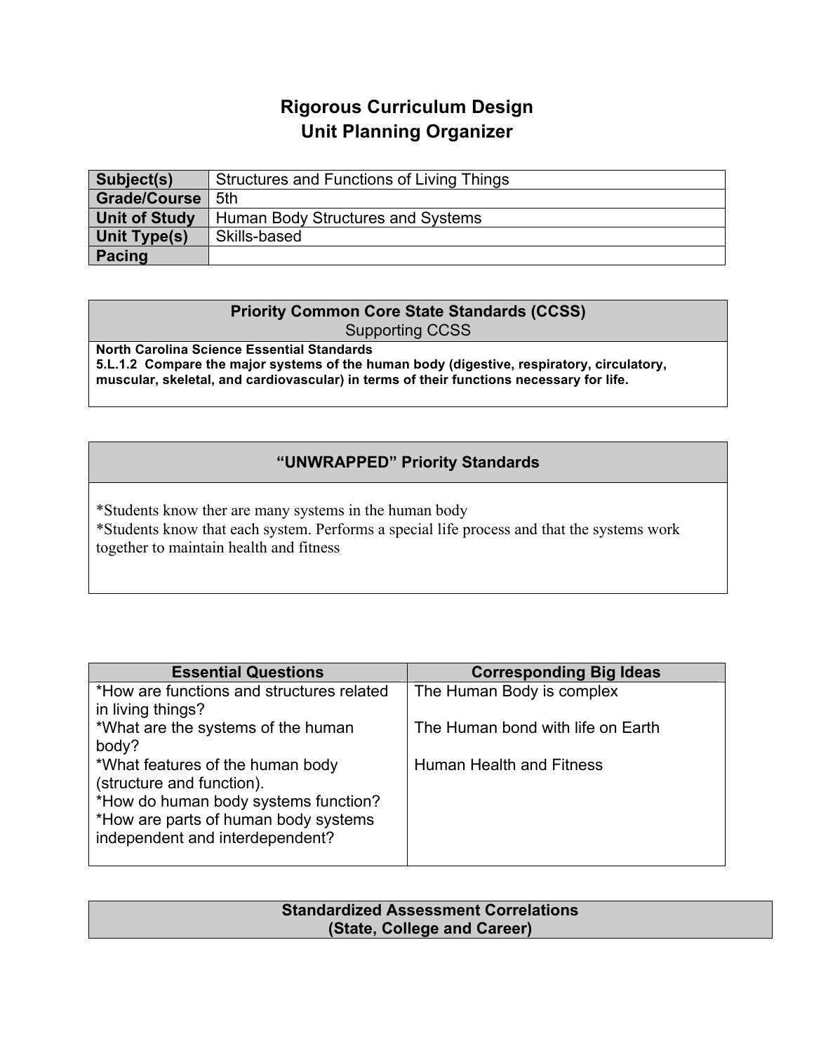# Rigorous Curriculum Design
## Unit Planning Organizer

| **Subject(s)** | Structures and Functions of Living Things |
|---|---|
| **Grade/Course** | 5th |
| **Unit of Study** | Human Body Structures and Systems |
| **Unit Type(s)** | Skills-based |
| **Pacing** | |

| **Priority Common Core State Standards (CCSS)**<br>Supporting CCSS |
|---|
| **North Carolina Science Essential Standards**<br>**5.L.1.2 Compare the major systems of the human body (digestive, respiratory, circulatory, muscular, skeletal, and cardiovascular) in terms of their functions necessary for life.** |

| **"UNWRAPPED" Priority Standards** |
|---|
| *Students know ther are many systems in the human body<br>*Students know that each system. Performs a special life process and that the systems work together to maintain health and fitness |

| **Essential Questions** | **Corresponding Big Ideas** |
|---|---|
| *How are functions and structures related in living things?<br>*What are the systems of the human body?<br>*What features of the human body (structure and function).<br>*How do human body systems function?<br>*How are parts of human body systems independent and interdependent? | The Human Body is complex<br><br>The Human bond with life on Earth<br><br>Human Health and Fitness |

| **Standardized Assessment Correlations**<br>**(State, College and Career)** |
|---|
| |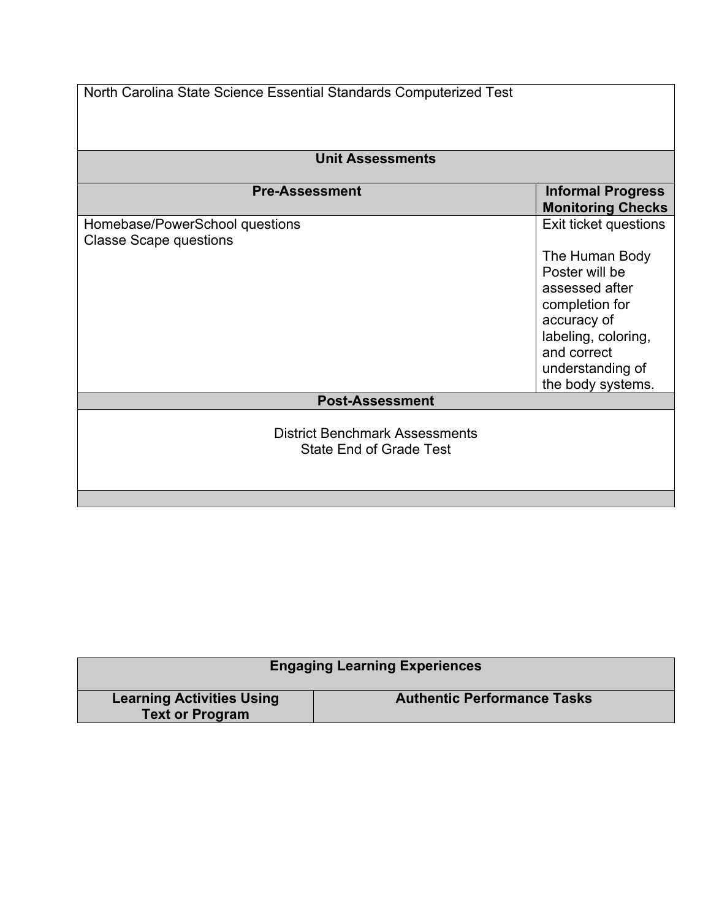| North Carolina State Science Essential Standards Computerized Test | |
|---|---|
| **Unit Assessments** | |
| **Pre-Assessment** | **Informal Progress Monitoring Checks** |
| Homebase/PowerSchool questions<br>Classe Scape questions | Exit ticket questions<br><br>The Human Body Poster will be assessed after completion for accuracy of labeling, coloring, and correct understanding of the body systems. |
| **Post-Assessment** | |
| District Benchmark Assessments<br>State End of Grade Test | |
| | |

| **Engaging Learning Experiences** | |
|---|---|
| **Learning Activities Using Text or Program** | **Authentic Performance Tasks** |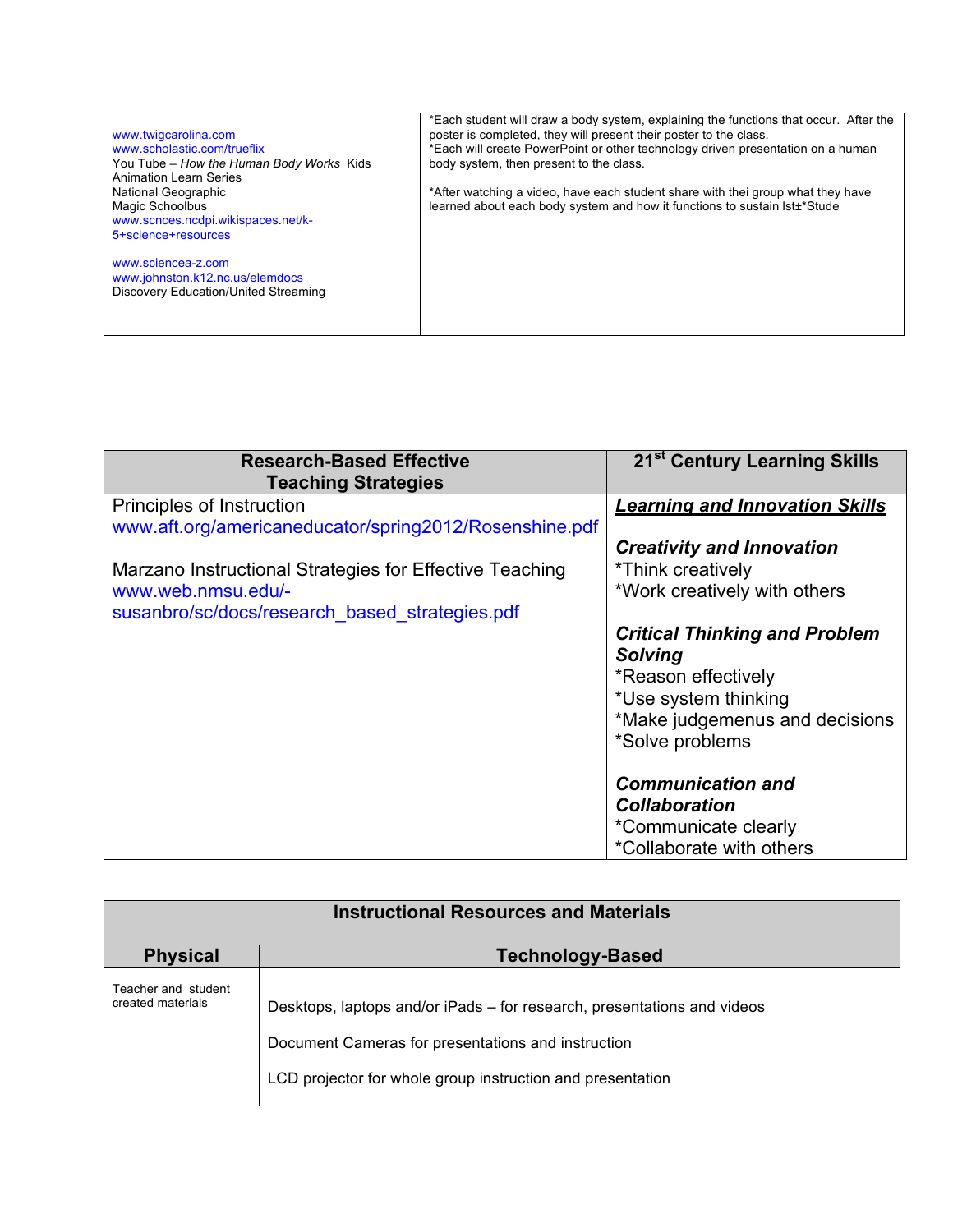| | |
|---|---|
| www.twigcarolina.com<br>www.scholastic.com/trueflix<br>You Tube – *How the Human Body Works* Kids Animation Learn Series<br>National Geographic<br>Magic Schoolbus<br>www.scnces.ncdpi.wikispaces.net/k-5+science+resources<br><br>www.sciencea-z.com<br>www.johnston.k12.nc.us/elemdocs<br>Discovery Education/United Streaming | *Each student will draw a body system, explaining the functions that occur. After the poster is completed, they will present their poster to the class.<br>*Each will create PowerPoint or other technology driven presentation on a human body system, then present to the class.<br><br>*After watching a video, have each student share with thei group what they have learned about each body system and how it functions to sustain lst±*Stude |

| Research-Based Effective Teaching Strategies | 21st Century Learning Skills |
|---|---|
| Principles of Instruction<br>www.aft.org/americaneducator/spring2012/Rosenshine.pdf<br><br>Marzano Instructional Strategies for Effective Teaching<br>www.web.nmsu.edu/-susanbro/sc/docs/research_based_strategies.pdf | ***Learning and Innovation Skills***<br><br>***Creativity and Innovation***<br>*Think creatively<br>*Work creatively with others<br><br>***Critical Thinking and Problem Solving***<br>*Reason effectively<br>*Use system thinking<br>*Make judgemenus and decisions<br>*Solve problems<br><br>***Communication and Collaboration***<br>*Communicate clearly<br>*Collaborate with others |

| Instructional Resources and Materials | |
|---|---|
| **Physical** | **Technology-Based** |
| Teacher and student created materials | Desktops, laptops and/or iPads – for research, presentations and videos<br><br>Document Cameras for presentations and instruction<br><br>LCD projector for whole group instruction and presentation |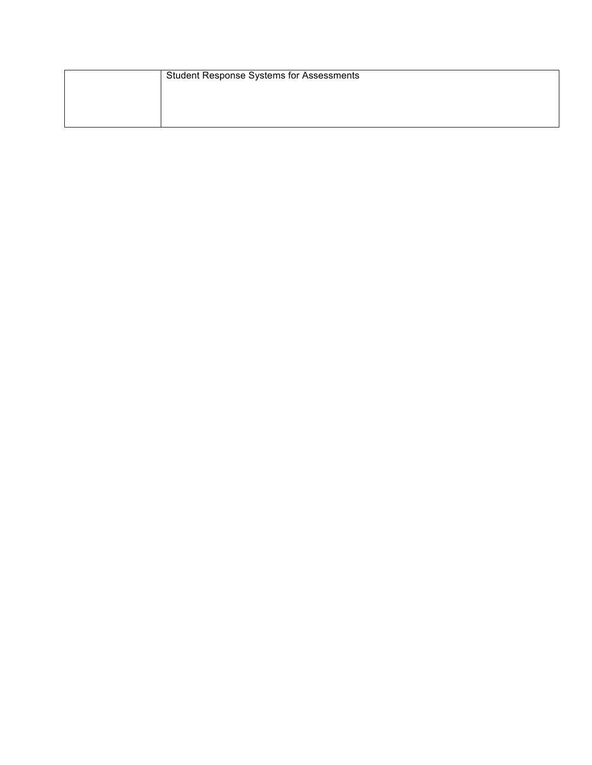| | |
|---|---|
| | Student Response Systems for Assessments |